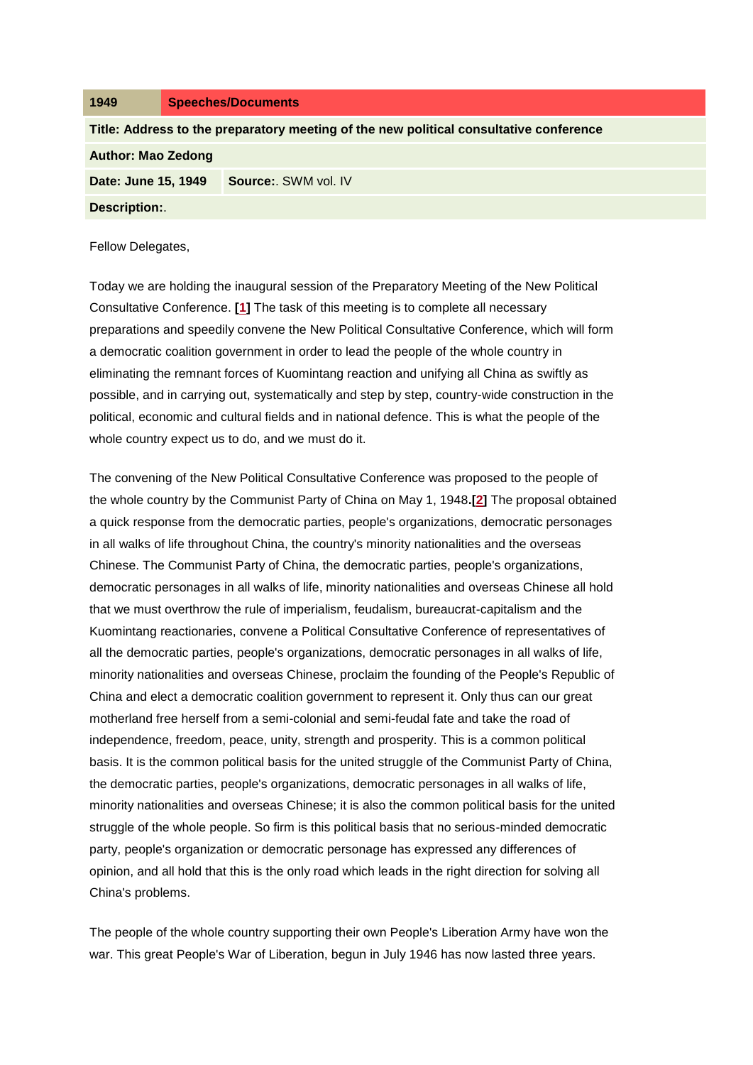| 1949 | Speeches/Documents |
|---|---|
| **Title: Address to the preparatory meeting of the new political consultative conference** | |
| **Author: Mao Zedong** | |
| **Date: June 15, 1949** | **Source:**. SWM vol. IV |
| **Description:**. | |

Fellow Delegates,

Today we are holding the inaugural session of the Preparatory Meeting of the New Political Consultative Conference. **[1]** The task of this meeting is to complete all necessary preparations and speedily convene the New Political Consultative Conference, which will form a democratic coalition government in order to lead the people of the whole country in eliminating the remnant forces of Kuomintang reaction and unifying all China as swiftly as possible, and in carrying out, systematically and step by step, country-wide construction in the political, economic and cultural fields and in national defence. This is what the people of the whole country expect us to do, and we must do it.

The convening of the New Political Consultative Conference was proposed to the people of the whole country by the Communist Party of China on May 1, 1948.**[2]** The proposal obtained a quick response from the democratic parties, people's organizations, democratic personages in all walks of life throughout China, the country's minority nationalities and the overseas Chinese. The Communist Party of China, the democratic parties, people's organizations, democratic personages in all walks of life, minority nationalities and overseas Chinese all hold that we must overthrow the rule of imperialism, feudalism, bureaucrat-capitalism and the Kuomintang reactionaries, convene a Political Consultative Conference of representatives of all the democratic parties, people's organizations, democratic personages in all walks of life, minority nationalities and overseas Chinese, proclaim the founding of the People's Republic of China and elect a democratic coalition government to represent it. Only thus can our great motherland free herself from a semi-colonial and semi-feudal fate and take the road of independence, freedom, peace, unity, strength and prosperity. This is a common political basis. It is the common political basis for the united struggle of the Communist Party of China, the democratic parties, people's organizations, democratic personages in all walks of life, minority nationalities and overseas Chinese; it is also the common political basis for the united struggle of the whole people. So firm is this political basis that no serious-minded democratic party, people's organization or democratic personage has expressed any differences of opinion, and all hold that this is the only road which leads in the right direction for solving all China's problems.

The people of the whole country supporting their own People's Liberation Army have won the war. This great People's War of Liberation, begun in July 1946 has now lasted three years.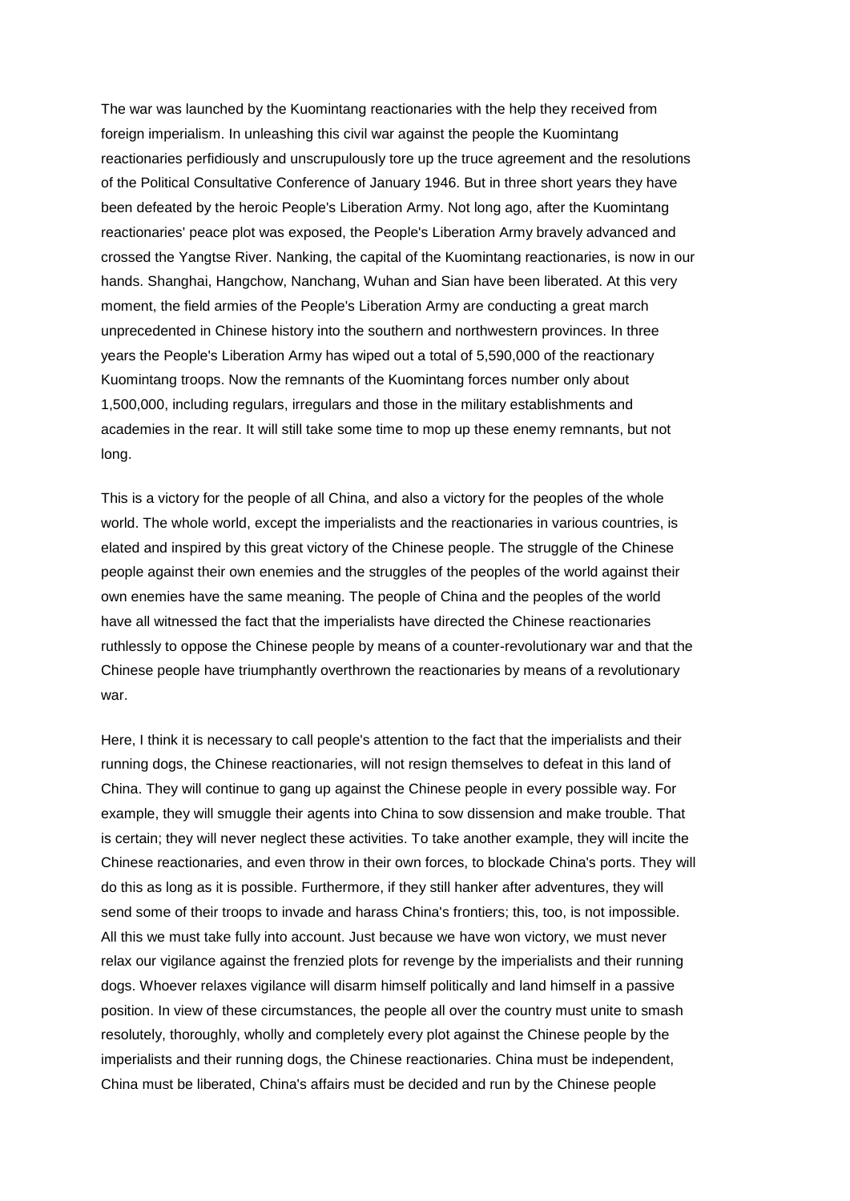The war was launched by the Kuomintang reactionaries with the help they received from foreign imperialism. In unleashing this civil war against the people the Kuomintang reactionaries perfidiously and unscrupulously tore up the truce agreement and the resolutions of the Political Consultative Conference of January 1946. But in three short years they have been defeated by the heroic People's Liberation Army. Not long ago, after the Kuomintang reactionaries' peace plot was exposed, the People's Liberation Army bravely advanced and crossed the Yangtse River. Nanking, the capital of the Kuomintang reactionaries, is now in our hands. Shanghai, Hangchow, Nanchang, Wuhan and Sian have been liberated. At this very moment, the field armies of the People's Liberation Army are conducting a great march unprecedented in Chinese history into the southern and northwestern provinces. In three years the People's Liberation Army has wiped out a total of 5,590,000 of the reactionary Kuomintang troops. Now the remnants of the Kuomintang forces number only about 1,500,000, including regulars, irregulars and those in the military establishments and academies in the rear. It will still take some time to mop up these enemy remnants, but not long.

This is a victory for the people of all China, and also a victory for the peoples of the whole world. The whole world, except the imperialists and the reactionaries in various countries, is elated and inspired by this great victory of the Chinese people. The struggle of the Chinese people against their own enemies and the struggles of the peoples of the world against their own enemies have the same meaning. The people of China and the peoples of the world have all witnessed the fact that the imperialists have directed the Chinese reactionaries ruthlessly to oppose the Chinese people by means of a counter-revolutionary war and that the Chinese people have triumphantly overthrown the reactionaries by means of a revolutionary war.

Here, I think it is necessary to call people's attention to the fact that the imperialists and their running dogs, the Chinese reactionaries, will not resign themselves to defeat in this land of China. They will continue to gang up against the Chinese people in every possible way. For example, they will smuggle their agents into China to sow dissension and make trouble. That is certain; they will never neglect these activities. To take another example, they will incite the Chinese reactionaries, and even throw in their own forces, to blockade China's ports. They will do this as long as it is possible. Furthermore, if they still hanker after adventures, they will send some of their troops to invade and harass China's frontiers; this, too, is not impossible. All this we must take fully into account. Just because we have won victory, we must never relax our vigilance against the frenzied plots for revenge by the imperialists and their running dogs. Whoever relaxes vigilance will disarm himself politically and land himself in a passive position. In view of these circumstances, the people all over the country must unite to smash resolutely, thoroughly, wholly and completely every plot against the Chinese people by the imperialists and their running dogs, the Chinese reactionaries. China must be independent, China must be liberated, China's affairs must be decided and run by the Chinese people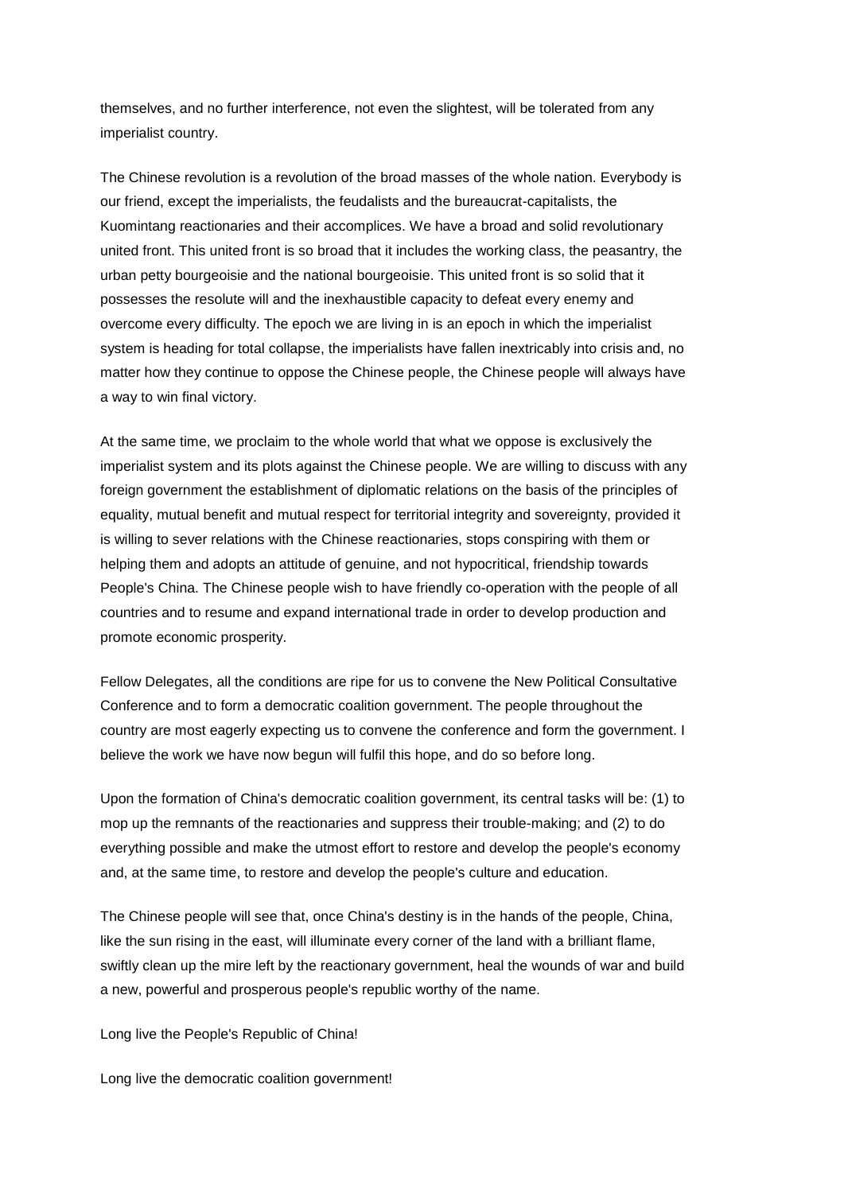themselves, and no further interference, not even the slightest, will be tolerated from any imperialist country.

The Chinese revolution is a revolution of the broad masses of the whole nation. Everybody is our friend, except the imperialists, the feudalists and the bureaucrat-capitalists, the Kuomintang reactionaries and their accomplices. We have a broad and solid revolutionary united front. This united front is so broad that it includes the working class, the peasantry, the urban petty bourgeoisie and the national bourgeoisie. This united front is so solid that it possesses the resolute will and the inexhaustible capacity to defeat every enemy and overcome every difficulty. The epoch we are living in is an epoch in which the imperialist system is heading for total collapse, the imperialists have fallen inextricably into crisis and, no matter how they continue to oppose the Chinese people, the Chinese people will always have a way to win final victory.

At the same time, we proclaim to the whole world that what we oppose is exclusively the imperialist system and its plots against the Chinese people. We are willing to discuss with any foreign government the establishment of diplomatic relations on the basis of the principles of equality, mutual benefit and mutual respect for territorial integrity and sovereignty, provided it is willing to sever relations with the Chinese reactionaries, stops conspiring with them or helping them and adopts an attitude of genuine, and not hypocritical, friendship towards People's China. The Chinese people wish to have friendly co-operation with the people of all countries and to resume and expand international trade in order to develop production and promote economic prosperity.

Fellow Delegates, all the conditions are ripe for us to convene the New Political Consultative Conference and to form a democratic coalition government. The people throughout the country are most eagerly expecting us to convene the conference and form the government. I believe the work we have now begun will fulfil this hope, and do so before long.

Upon the formation of China's democratic coalition government, its central tasks will be: (1) to mop up the remnants of the reactionaries and suppress their trouble-making; and (2) to do everything possible and make the utmost effort to restore and develop the people's economy and, at the same time, to restore and develop the people's culture and education.

The Chinese people will see that, once China's destiny is in the hands of the people, China, like the sun rising in the east, will illuminate every corner of the land with a brilliant flame, swiftly clean up the mire left by the reactionary government, heal the wounds of war and build a new, powerful and prosperous people's republic worthy of the name.

Long live the People's Republic of China!

Long live the democratic coalition government!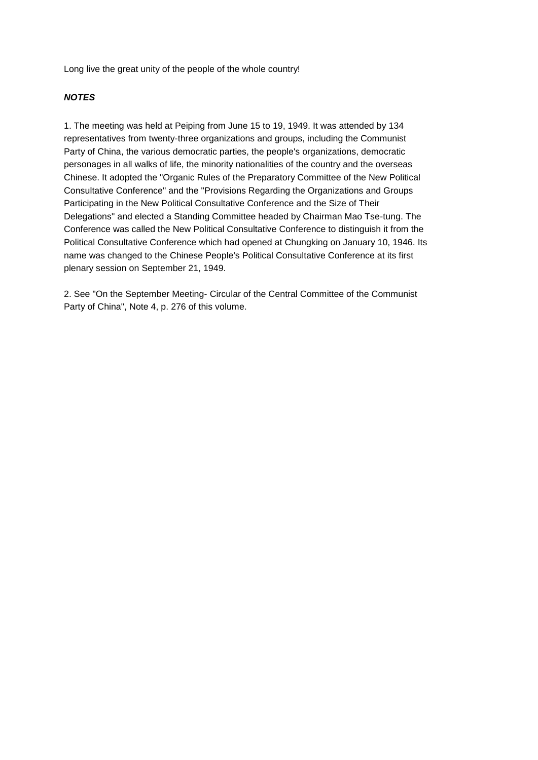Long live the great unity of the people of the whole country!

***NOTES***

1. The meeting was held at Peiping from June 15 to 19, 1949. It was attended by 134 representatives from twenty-three organizations and groups, including the Communist Party of China, the various democratic parties, the people's organizations, democratic personages in all walks of life, the minority nationalities of the country and the overseas Chinese. It adopted the "Organic Rules of the Preparatory Committee of the New Political Consultative Conference" and the "Provisions Regarding the Organizations and Groups Participating in the New Political Consultative Conference and the Size of Their Delegations" and elected a Standing Committee headed by Chairman Mao Tse-tung. The Conference was called the New Political Consultative Conference to distinguish it from the Political Consultative Conference which had opened at Chungking on January 10, 1946. Its name was changed to the Chinese People's Political Consultative Conference at its first plenary session on September 21, 1949.

2. See "On the September Meeting- Circular of the Central Committee of the Communist Party of China", Note 4, p. 276 of this volume.